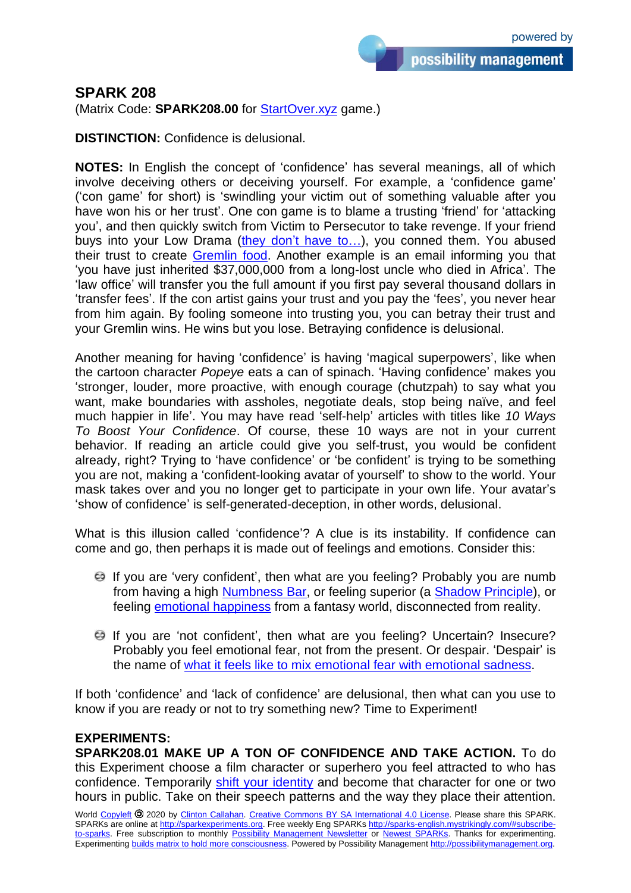## SPARK 208

(Matrix Code: **SPARK208.00** for StartOver.xyz game.)

**DISTINCTION:** Confidence is delusional.

**NOTES:** In English the concept of 'confidence' has several meanings, all of which involve deceiving others or deceiving yourself. For example, a 'confidence game' ('con game' for short) is 'swindling your victim out of something valuable after you have won his or her trust'. One con game is to blame a trusting 'friend' for 'attacking you', and then quickly switch from Victim to Persecutor to take revenge. If your friend buys into your Low Drama (they don't have to…), you conned them. You abused their trust to create Gremlin food. Another example is an email informing you that 'you have just inherited $37,000,000 from a long-lost uncle who died in Africa'. The 'law office' will transfer you the full amount if you first pay several thousand dollars in 'transfer fees'. If the con artist gains your trust and you pay the 'fees', you never hear from him again. By fooling someone into trusting you, you can betray their trust and your Gremlin wins. He wins but you lose. Betraying confidence is delusional.

Another meaning for having 'confidence' is having 'magical superpowers', like when the cartoon character *Popeye* eats a can of spinach. 'Having confidence' makes you 'stronger, louder, more proactive, with enough courage (chutzpah) to say what you want, make boundaries with assholes, negotiate deals, stop being naïve, and feel much happier in life'. You may have read 'self-help' articles with titles like *10 Ways To Boost Your Confidence*. Of course, these 10 ways are not in your current behavior. If reading an article could give you self-trust, you would be confident already, right? Trying to 'have confidence' or 'be confident' is trying to be something you are not, making a 'confident-looking avatar of yourself' to show to the world. Your mask takes over and you no longer get to participate in your own life. Your avatar's 'show of confidence' is self-generated-deception, in other words, delusional.

What is this illusion called 'confidence'? A clue is its instability. If confidence can come and go, then perhaps it is made out of feelings and emotions. Consider this:

- If you are 'very confident', then what are you feeling? Probably you are numb from having a high Numbness Bar, or feeling superior (a Shadow Principle), or feeling emotional happiness from a fantasy world, disconnected from reality.
- If you are 'not confident', then what are you feeling? Uncertain? Insecure? Probably you feel emotional fear, not from the present. Or despair. 'Despair' is the name of what it feels like to mix emotional fear with emotional sadness.

If both 'confidence' and 'lack of confidence' are delusional, then what can you use to know if you are ready or not to try something new? Time to Experiment!

**EXPERIMENTS:**

**SPARK208.01 MAKE UP A TON OF CONFIDENCE AND TAKE ACTION.** To do this Experiment choose a film character or superhero you feel attracted to who has confidence. Temporarily shift your identity and become that character for one or two hours in public. Take on their speech patterns and the way they place their attention.

World Copyleft 🄯 2020 by Clinton Callahan. Creative Commons BY SA International 4.0 License. Please share this SPARK. SPARKs are online at http://sparkexperiments.org. Free weekly Eng SPARKs http://sparks-english.mystrikingly.com/#subscribe-to-sparks. Free subscription to monthly Possibility Management Newsletter or Newest SPARKs. Thanks for experimenting. Experimenting builds matrix to hold more consciousness. Powered by Possibility Management http://possibilitymanagement.org.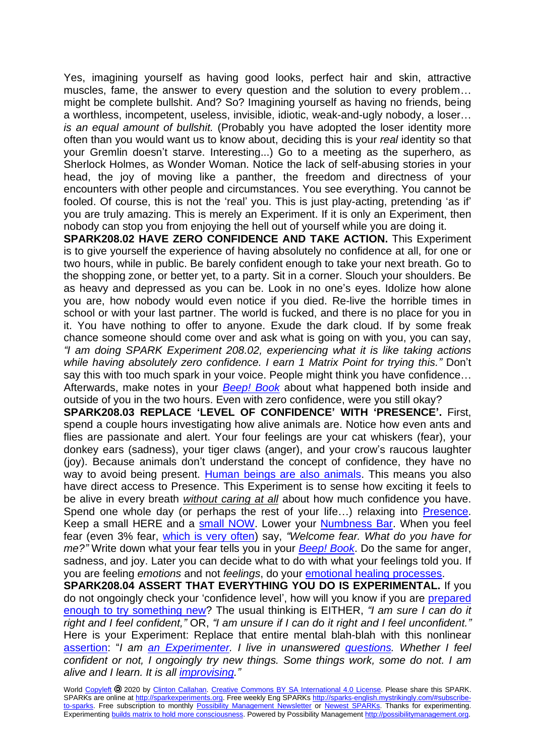Yes, imagining yourself as having good looks, perfect hair and skin, attractive muscles, fame, the answer to every question and the solution to every problem… might be complete bullshit. And? So? Imagining yourself as having no friends, being a worthless, incompetent, useless, invisible, idiotic, weak-and-ugly nobody, a loser… *is an equal amount of bullshit.* (Probably you have adopted the loser identity more often than you would want us to know about, deciding this is your *real* identity so that your Gremlin doesn't starve. Interesting...) Go to a meeting as the superhero, as Sherlock Holmes, as Wonder Woman. Notice the lack of self-abusing stories in your head, the joy of moving like a panther, the freedom and directness of your encounters with other people and circumstances. You see everything. You cannot be fooled. Of course, this is not the 'real' you. This is just play-acting, pretending 'as if' you are truly amazing. This is merely an Experiment. If it is only an Experiment, then nobody can stop you from enjoying the hell out of yourself while you are doing it.

**SPARK208.02 HAVE ZERO CONFIDENCE AND TAKE ACTION.** This Experiment is to give yourself the experience of having absolutely no confidence at all, for one or two hours, while in public. Be barely confident enough to take your next breath. Go to the shopping zone, or better yet, to a party. Sit in a corner. Slouch your shoulders. Be as heavy and depressed as you can be. Look in no one's eyes. Idolize how alone you are, how nobody would even notice if you died. Re-live the horrible times in school or with your last partner. The world is fucked, and there is no place for you in it. You have nothing to offer to anyone. Exude the dark cloud. If by some freak chance someone should come over and ask what is going on with you, you can say, *"I am doing SPARK Experiment 208.02, experiencing what it is like taking actions while having absolutely zero confidence. I earn 1 Matrix Point for trying this."* Don't say this with too much spark in your voice. People might think you have confidence… Afterwards, make notes in your *Beep! Book* about what happened both inside and outside of you in the two hours. Even with zero confidence, were you still okay?

**SPARK208.03 REPLACE 'LEVEL OF CONFIDENCE' WITH 'PRESENCE'.** First, spend a couple hours investigating how alive animals are. Notice how even ants and flies are passionate and alert. Your four feelings are your cat whiskers (fear), your donkey ears (sadness), your tiger claws (anger), and your crow's raucous laughter (joy). Because animals don't understand the concept of confidence, they have no way to avoid being present. Human beings are also animals. This means you also have direct access to Presence. This Experiment is to sense how exciting it feels to be alive in every breath ***without caring at all*** about how much confidence you have. Spend one whole day (or perhaps the rest of your life…) relaxing into Presence. Keep a small HERE and a small NOW. Lower your Numbness Bar. When you feel fear (even 3% fear, which is very often) say, *"Welcome fear. What do you have for me?"* Write down what your fear tells you in your *Beep! Book*. Do the same for anger, sadness, and joy. Later you can decide what to do with what your feelings told you. If you are feeling *emotions* and not *feelings*, do your emotional healing processes.

**SPARK208.04 ASSERT THAT EVERYTHING YOU DO IS EXPERIMENTAL.** If you do not ongoingly check your 'confidence level', how will you know if you are prepared enough to try something new? The usual thinking is EITHER, *"I am sure I can do it right and I feel confident,"* OR, *"I am unsure if I can do it right and I feel unconfident."* Here is your Experiment: Replace that entire mental blah-blah with this nonlinear assertion: "*I am an Experimenter. I live in unanswered questions. Whether I feel confident or not, I ongoingly try new things. Some things work, some do not. I am alive and I learn. It is all improvising."*

World Copyleft 🄯 2020 by Clinton Callahan. Creative Commons BY SA International 4.0 License. Please share this SPARK. SPARKs are online at http://sparkexperiments.org. Free weekly Eng SPARKs http://sparks-english.mystrikingly.com/#subscribe-to-sparks. Free subscription to monthly Possibility Management Newsletter or Newest SPARKs. Thanks for experimenting. Experimenting builds matrix to hold more consciousness. Powered by Possibility Management http://possibilitymanagement.org.